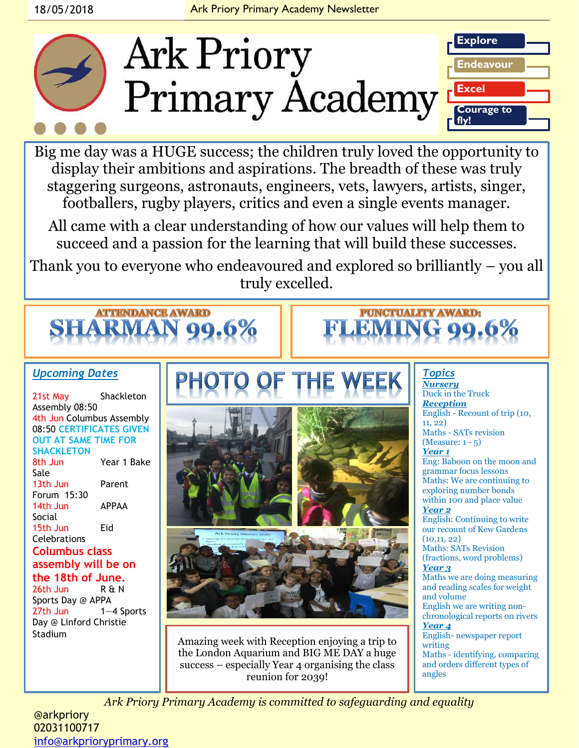# Ark Priory Primary Academy

**Explore**
**Endeavour**
**Excel**
**Courage to fly!**

Big me day was a HUGE success; the children truly loved the opportunity to display their ambitions and aspirations. The breadth of these was truly staggering surgeons, astronauts, engineers, vets, lawyers, artists, singer, footballers, rugby players, critics and even a single events manager.

All came with a clear understanding of how our values will help them to succeed and a passion for the learning that will build these successes.

Thank you to everyone who endeavoured and explored so brilliantly – you all truly excelled.

## ATTENDANCE AWARD
## SHARMAN 99.6%

## PUNCTUALITY AWARD:
## FLEMING 99.6%

## *Upcoming Dates*

- 21st May Shackleton Assembly 08:50
- 4th Jun Columbus Assembly 08:50 CERTIFICATES GIVEN OUT AT SAME TIME FOR SHACKLETON
- 8th Jun Year 1 Bake Sale
- 13th Jun Parent Forum 15:30
- 14th Jun APPAA Social
- 15th Jun Eid Celebrations

**Columbus class assembly will be on the 18th of June.**

- 26th Jun R & N Sports Day @ APPA
- 27th Jun 1—4 Sports Day @ Linford Christie Stadium

## PHOTO OF THE WEEK

Amazing week with Reception enjoying a trip to the London Aquarium and BIG ME DAY a huge success – especially Year 4 organising the class reunion for 2039!

## *Topics*

***Nursery***
Duck in the Truck

***Reception***
English - Recount of trip (10, 11, 22)
Maths - SATs revision (Measure: 1 - 5)

***Year 1***
Eng: Baboon on the moon and grammar focus lessons
Maths: We are continuing to exploring number bonds within 100 and place value

***Year 2***
English: Continuing to write our recount of Kew Gardens (10,11, 22)
Maths: SATs Revision (fractions, word problems)

***Year 3***
Maths we are doing measuring and reading scales for weight and volume
English we are writing non-chronological reports on rivers

***Year 4***
English- newspaper report writing
Maths - identifying, comparing and orders different types of angles

*Ark Priory Primary Academy is committed to safeguarding and equality*

@arkpriory
02031100717
info@arkprioryprimary.org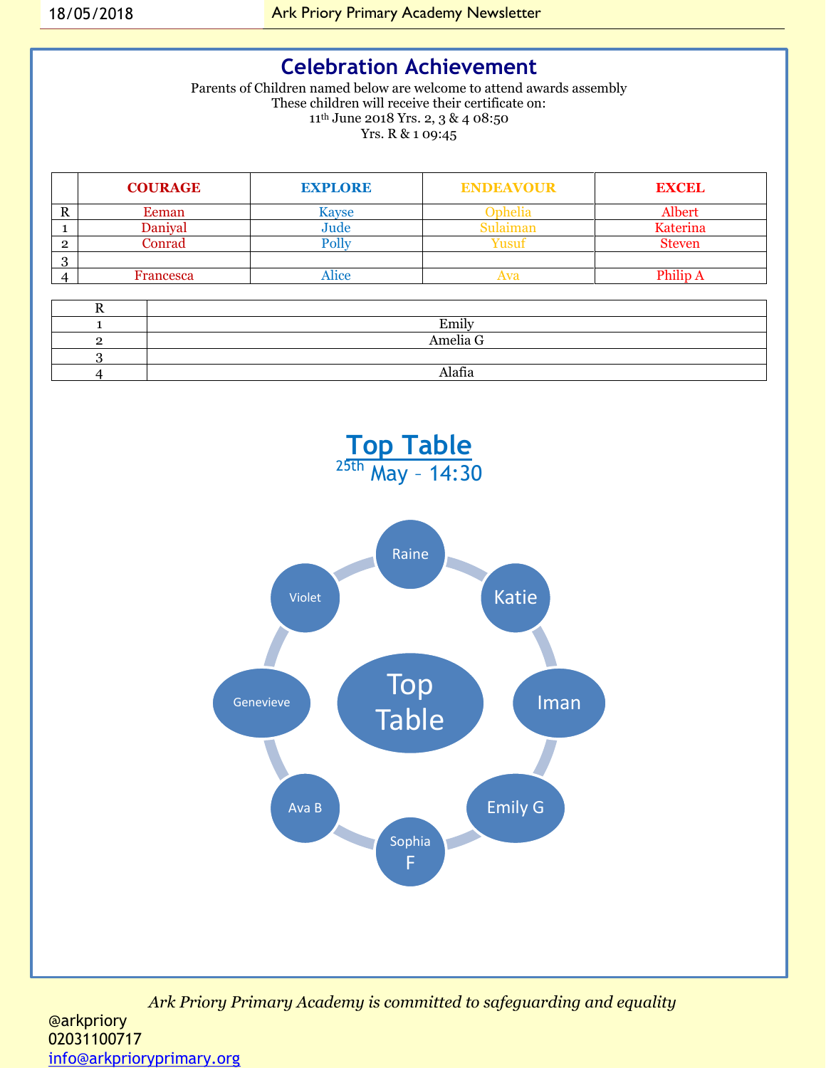# Celebration Achievement

Parents of Children named below are welcome to attend awards assembly
These children will receive their certificate on:
11th June 2018 Yrs. 2, 3 & 4 08:50
Yrs. R & 1 09:45

| | COURAGE | EXPLORE | ENDEAVOUR | EXCEL |
|---|---|---|---|---|
| R | Eeman | Kayse | Ophelia | Albert |
| 1 | Daniyal | Jude | Sulaiman | Katerina |
| 2 | Conrad | Polly | Yusuf | Steven |
| 3 | | | | |
| 4 | Francesca | Alice | Ava | Philip A |

| | |
|---|---|
| R | |
| 1 | Emily |
| 2 | Amelia G |
| 3 | |
| 4 | Alafia |

## Top Table

25th May – 14:30

Top Table

- Raine
- Katie
- Iman
- Emily G
- Sophia F
- Ava B
- Genevieve
- Violet

*Ark Priory Primary Academy is committed to safeguarding and equality*

@arkpriory
02031100717
info@arkprioryprimary.org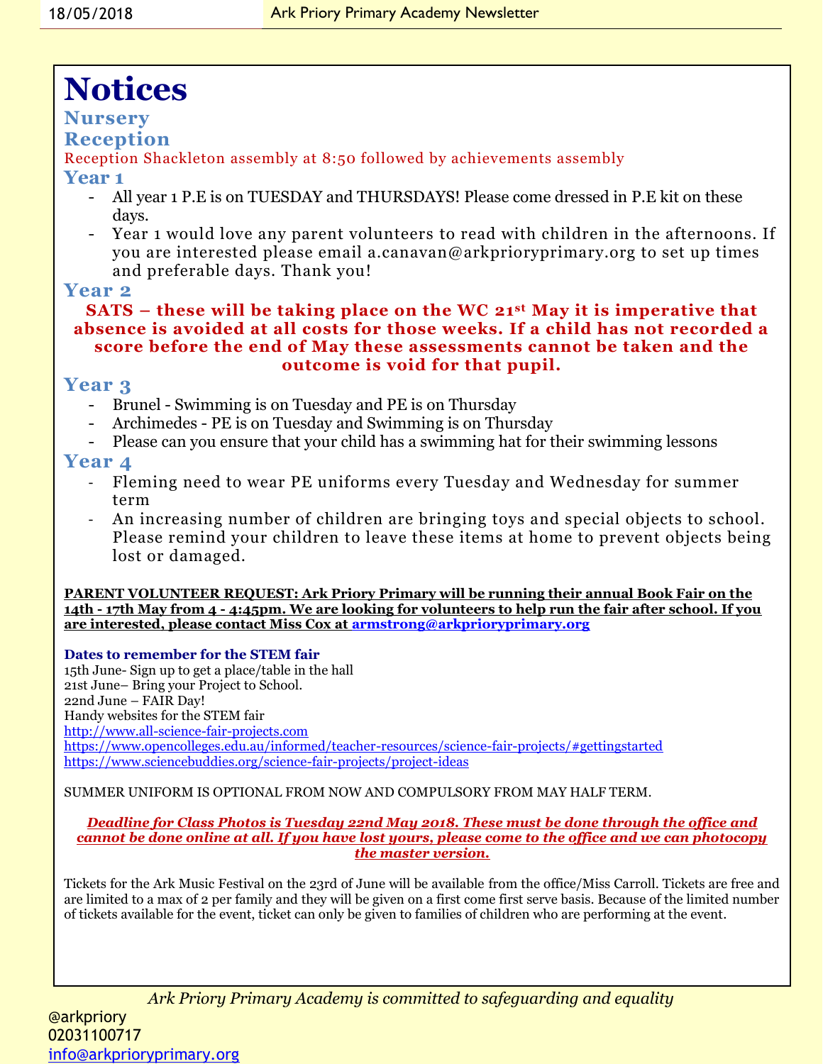# Notices

## Nursery

## Reception

Reception Shackleton assembly at 8:50 followed by achievements assembly

## Year 1

- All year 1 P.E is on TUESDAY and THURSDAYS! Please come dressed in P.E kit on these days.
- Year 1 would love any parent volunteers to read with children in the afternoons. If you are interested please email a.canavan@arkprioryprimary.org to set up times and preferable days. Thank you!

## Year 2

**SATS – these will be taking place on the WC 21st May it is imperative that absence is avoided at all costs for those weeks. If a child has not recorded a score before the end of May these assessments cannot be taken and the outcome is void for that pupil.**

## Year 3

- Brunel - Swimming is on Tuesday and PE is on Thursday
- Archimedes - PE is on Tuesday and Swimming is on Thursday
- Please can you ensure that your child has a swimming hat for their swimming lessons

## Year 4

- Fleming need to wear PE uniforms every Tuesday and Wednesday for summer term
- An increasing number of children are bringing toys and special objects to school. Please remind your children to leave these items at home to prevent objects being lost or damaged.

**PARENT VOLUNTEER REQUEST: Ark Priory Primary will be running their annual Book Fair on the 14th - 17th May from 4 - 4:45pm. We are looking for volunteers to help run the fair after school. If you are interested, please contact Miss Cox at armstrong@arkprioryprimary.org**

**Dates to remember for the STEM fair**

15th June- Sign up to get a place/table in the hall
21st June– Bring your Project to School.
22nd June – FAIR Day!
Handy websites for the STEM fair
http://www.all-science-fair-projects.com
https://www.opencolleges.edu.au/informed/teacher-resources/science-fair-projects/#gettingstarted
https://www.sciencebuddies.org/science-fair-projects/project-ideas

SUMMER UNIFORM IS OPTIONAL FROM NOW AND COMPULSORY FROM MAY HALF TERM.

***Deadline for Class Photos is Tuesday 22nd May 2018. These must be done through the office and cannot be done online at all. If you have lost yours, please come to the office and we can photocopy the master version.***

Tickets for the Ark Music Festival on the 23rd of June will be available from the office/Miss Carroll. Tickets are free and are limited to a max of 2 per family and they will be given on a first come first serve basis. Because of the limited number of tickets available for the event, ticket can only be given to families of children who are performing at the event.

*Ark Priory Primary Academy is committed to safeguarding and equality*

@arkpriory
02031100717
info@arkprioryprimary.org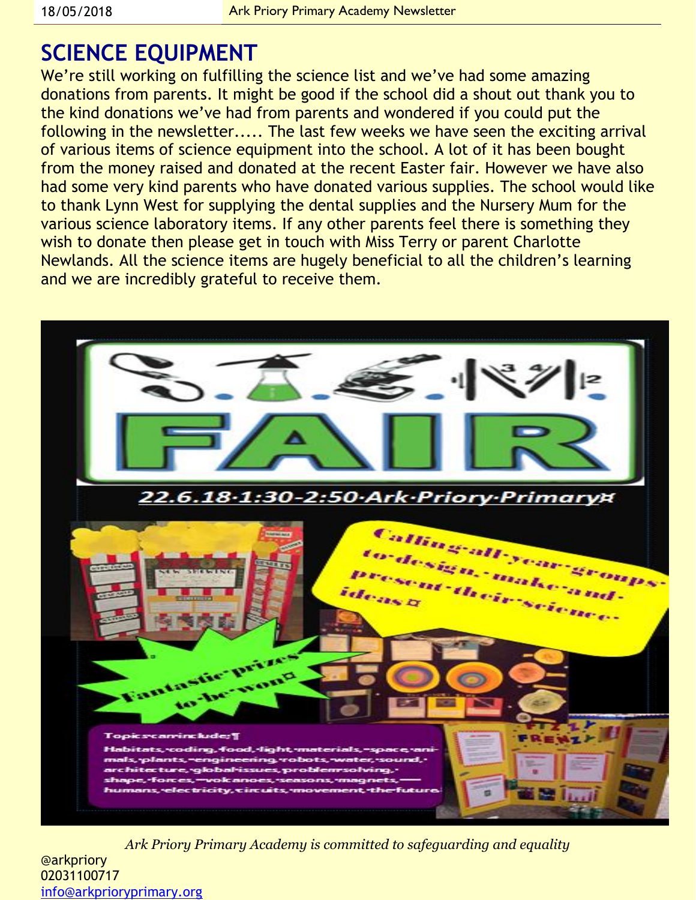## SCIENCE EQUIPMENT

We're still working on fulfilling the science list and we've had some amazing donations from parents. It might be good if the school did a shout out thank you to the kind donations we've had from parents and wondered if you could put the following in the newsletter..... The last few weeks we have seen the exciting arrival of various items of science equipment into the school. A lot of it has been bought from the money raised and donated at the recent Easter fair. However we have also had some very kind parents who have donated various supplies. The school would like to thank Lynn West for supplying the dental supplies and the Nursery Mum for the various science laboratory items. If any other parents feel there is something they wish to donate then please get in touch with Miss Terry or parent Charlotte Newlands. All the science items are hugely beneficial to all the children's learning and we are incredibly grateful to receive them.

S.T.E.M. FAIR

22.6.18 1:30-2:50 Ark Priory Primary

Calling all year groups to design, make and present their science ideas

Fantastic prizes to be won

Topics can include:

Habitats, coding, food, light, materials, space, animals, plants, engineering, robots, water, sound, architecture, global issues, problem solving, shape, forces, volcanoes, seasons, magnets, humans, electricity, circuits, movement, the future

*Ark Priory Primary Academy is committed to safeguarding and equality*

@arkpriory
02031100717
info@arkprioryprimary.org